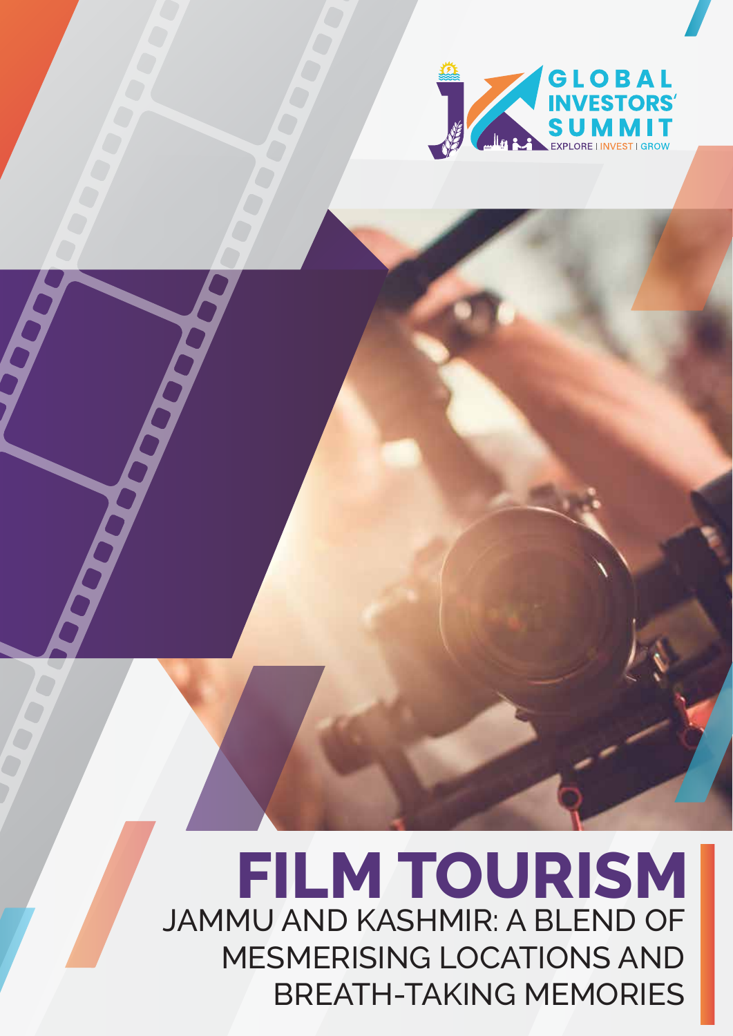GLOBAL INVESTORS' SUMMIT

EXPLORE | INVEST | GROW

# FILM TOURISM

## JAMMU AND KASHMIR: A BLEND OF MESMERISING LOCATIONS AND BREATH-TAKING MEMORIES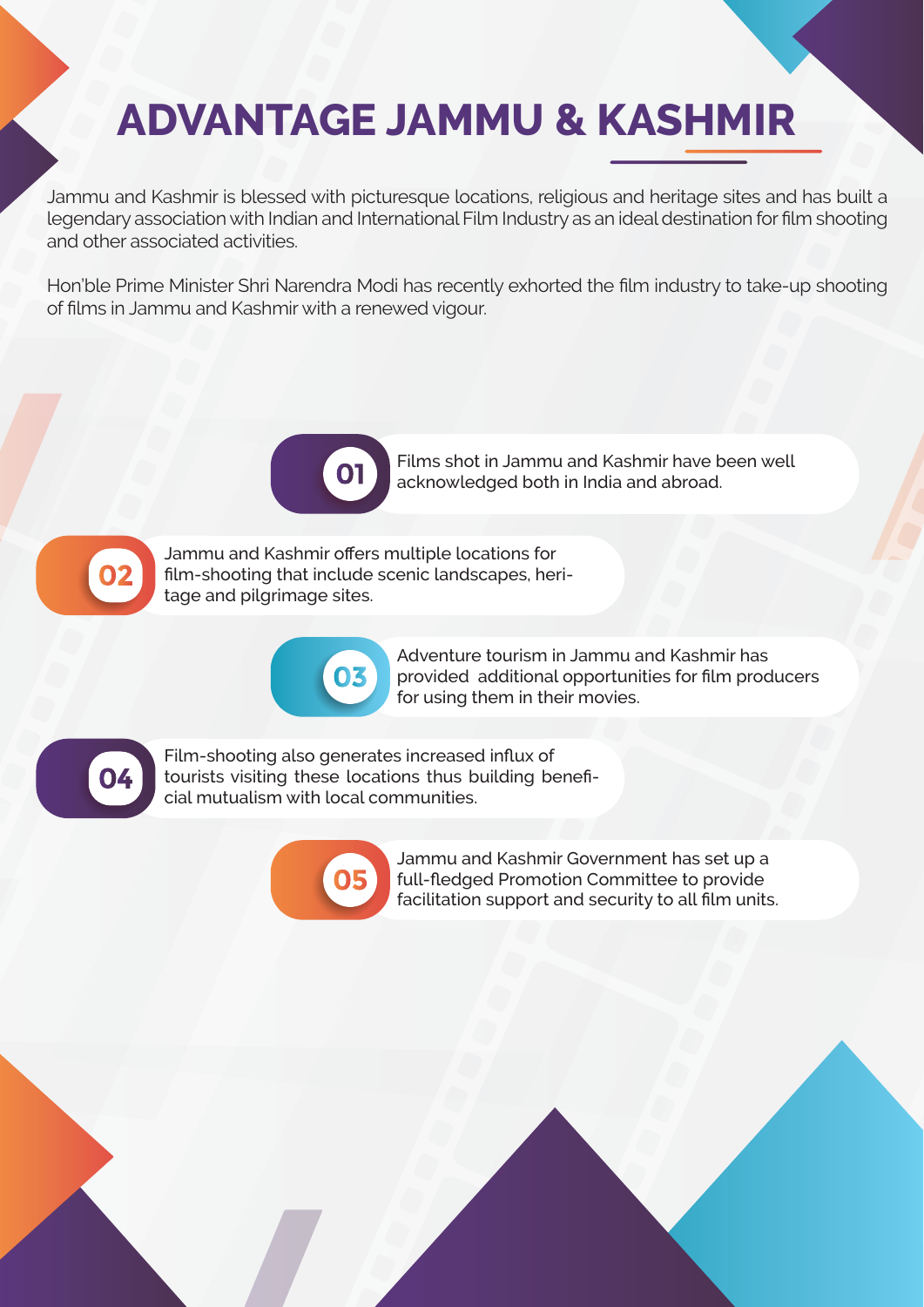# ADVANTAGE JAMMU & KASHMIR

Jammu and Kashmir is blessed with picturesque locations, religious and heritage sites and has built a legendary association with Indian and International Film Industry as an ideal destination for film shooting and other associated activities.

Hon'ble Prime Minister Shri Narendra Modi has recently exhorted the film industry to take-up shooting of films in Jammu and Kashmir with a renewed vigour.

**01** Films shot in Jammu and Kashmir have been well acknowledged both in India and abroad.

**02** Jammu and Kashmir offers multiple locations for film-shooting that include scenic landscapes, heritage and pilgrimage sites.

**03** Adventure tourism in Jammu and Kashmir has provided additional opportunities for film producers for using them in their movies.

**04** Film-shooting also generates increased influx of tourists visiting these locations thus building beneficial mutualism with local communities.

**05** Jammu and Kashmir Government has set up a full-fledged Promotion Committee to provide facilitation support and security to all film units.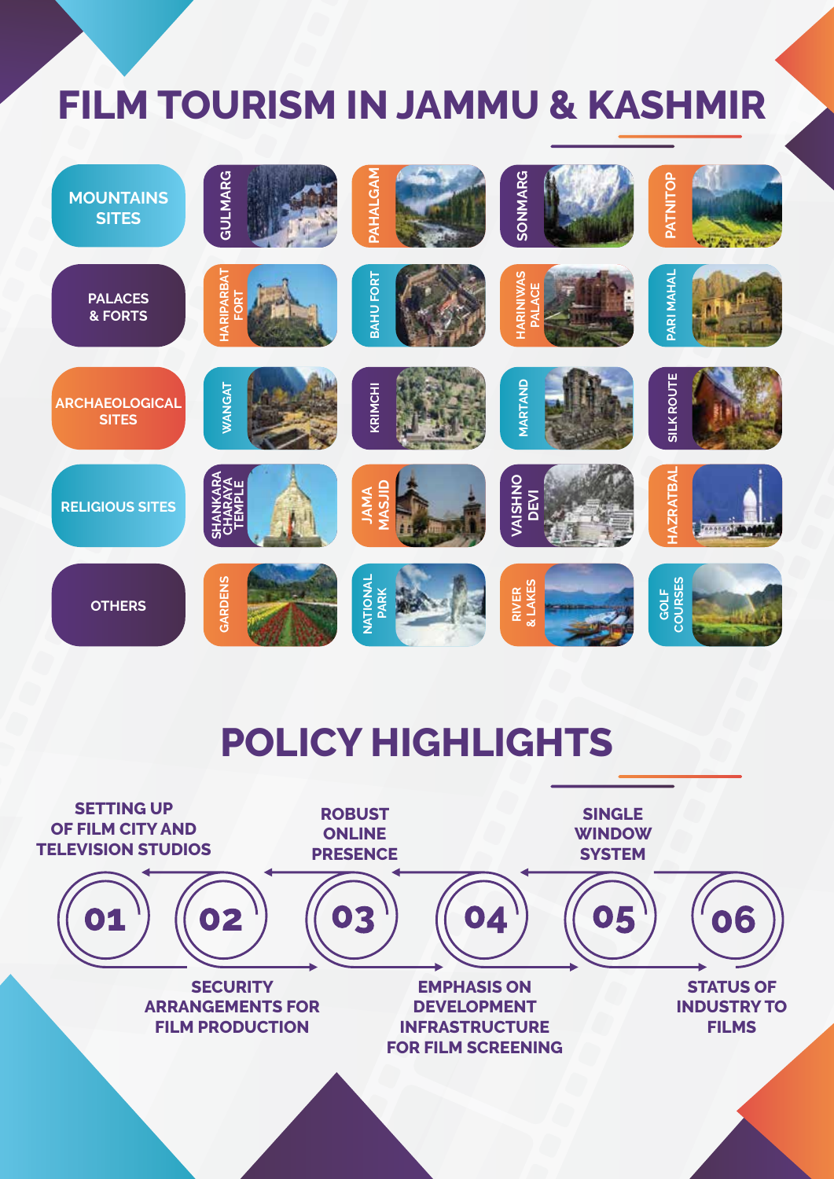# FILM TOURISM IN JAMMU & KASHMIR

| Category | | | | |
|---|---|---|---|---|
| MOUNTAINS SITES | GULMARG | PAHALGAM | SONMARG | PATNITOP |
| PALACES & FORTS | HARIPARBAT FORT | BAHU FORT | HARINIWAS PALACE | PARI MAHAL |
| ARCHAEOLOGICAL SITES | WANGAT | KRIMCHI | MARTAND | SILK ROUTE |
| RELIGIOUS SITES | SHANKARA CHARAYA TEMPLE | JAMA MASJID | VAISHNO DEVI | HAZRATBAL |
| OTHERS | GARDENS | NATIONAL PARK | RIVER & LAKES | GOLF COURSES |

# POLICY HIGHLIGHTS

01. SETTING UP OF FILM CITY AND TELEVISION STUDIOS
02. SECURITY ARRANGEMENTS FOR FILM PRODUCTION
03. ROBUST ONLINE PRESENCE
04. EMPHASIS ON DEVELOPMENT INFRASTRUCTURE FOR FILM SCREENING
05. SINGLE WINDOW SYSTEM
06. STATUS OF INDUSTRY TO FILMS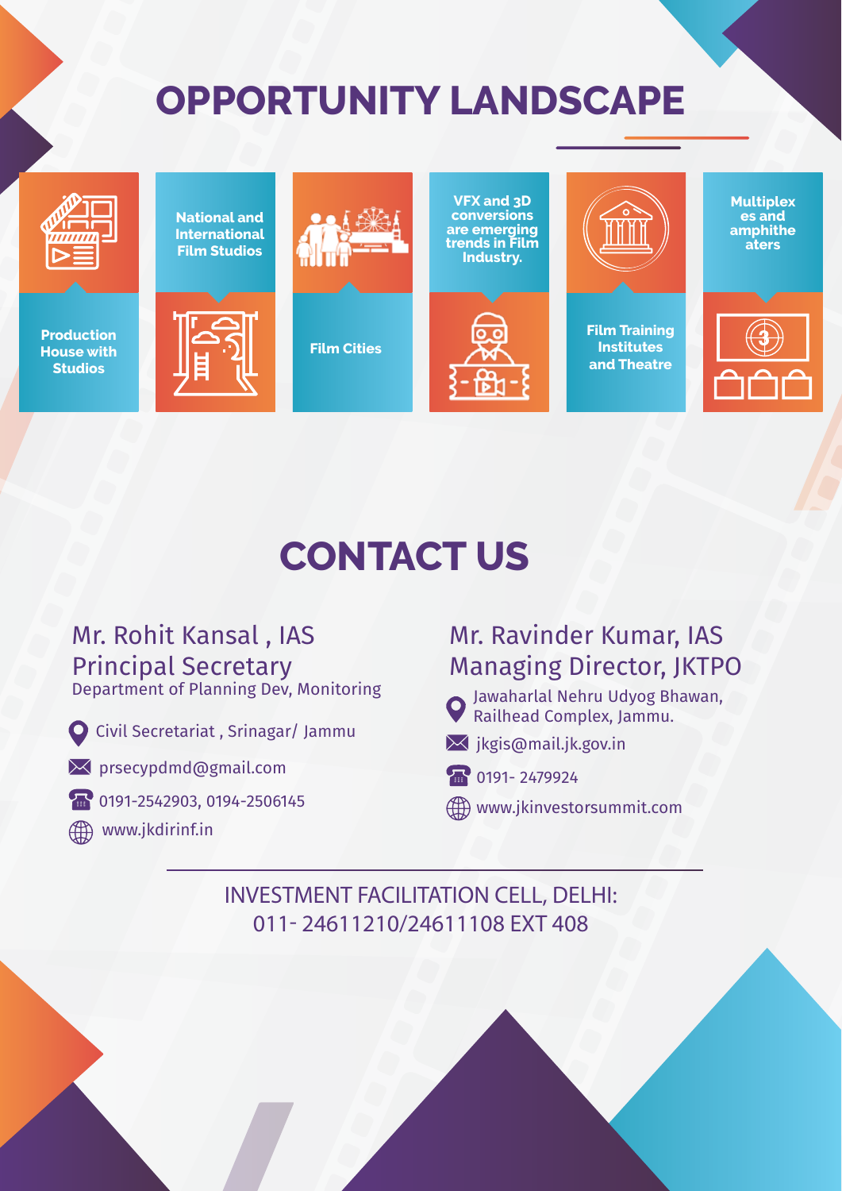# OPPORTUNITY LANDSCAPE

- Production House with Studios
- National and International Film Studios
- Film Cities
- VFX and 3D conversions are emerging trends in Film Industry.
- Film Training Institutes and Theatre
- Multiplexes and amphitheaters

# CONTACT US

## Mr. Rohit Kansal , IAS
## Principal Secretary
Department of Planning Dev, Monitoring

Civil Secretariat , Srinagar/ Jammu

prsecypdmd@gmail.com

0191-2542903, 0194-2506145

www.jkdirinf.in

## Mr. Ravinder Kumar, IAS
## Managing Director, JKTPO

Jawaharlal Nehru Udyog Bhawan, Railhead Complex, Jammu.

jkgis@mail.jk.gov.in

0191- 2479924

www.jkinvestorsummit.com

INVESTMENT FACILITATION CELL, DELHI:
011- 24611210/24611108 EXT 408